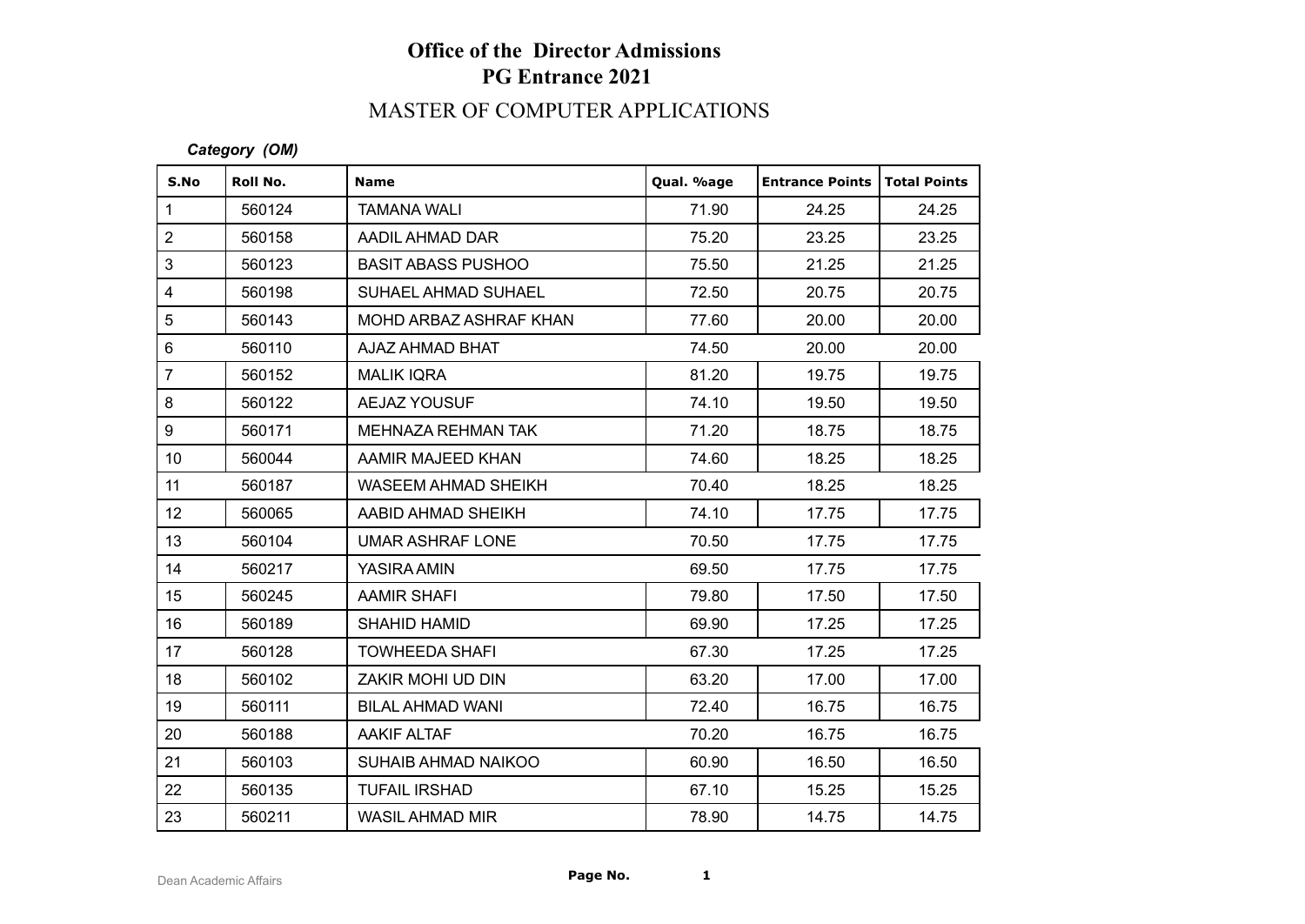# Office of the Director Admissions
## PG Entrance 2021

## MASTER OF COMPUTER APPLICATIONS

***Category (OM)***

| S.No | Roll No. | Name | Qual. %age | Entrance Points | Total Points |
|---|---|---|---|---|---|
| 1 | 560124 | TAMANA WALI | 71.90 | 24.25 | 24.25 |
| 2 | 560158 | AADIL AHMAD DAR | 75.20 | 23.25 | 23.25 |
| 3 | 560123 | BASIT ABASS PUSHOO | 75.50 | 21.25 | 21.25 |
| 4 | 560198 | SUHAEL AHMAD SUHAEL | 72.50 | 20.75 | 20.75 |
| 5 | 560143 | MOHD ARBAZ ASHRAF KHAN | 77.60 | 20.00 | 20.00 |
| 6 | 560110 | AJAZ AHMAD BHAT | 74.50 | 20.00 | 20.00 |
| 7 | 560152 | MALIK IQRA | 81.20 | 19.75 | 19.75 |
| 8 | 560122 | AEJAZ YOUSUF | 74.10 | 19.50 | 19.50 |
| 9 | 560171 | MEHNAZA REHMAN TAK | 71.20 | 18.75 | 18.75 |
| 10 | 560044 | AAMIR MAJEED KHAN | 74.60 | 18.25 | 18.25 |
| 11 | 560187 | WASEEM AHMAD SHEIKH | 70.40 | 18.25 | 18.25 |
| 12 | 560065 | AABID AHMAD SHEIKH | 74.10 | 17.75 | 17.75 |
| 13 | 560104 | UMAR ASHRAF LONE | 70.50 | 17.75 | 17.75 |
| 14 | 560217 | YASIRA AMIN | 69.50 | 17.75 | 17.75 |
| 15 | 560245 | AAMIR SHAFI | 79.80 | 17.50 | 17.50 |
| 16 | 560189 | SHAHID HAMID | 69.90 | 17.25 | 17.25 |
| 17 | 560128 | TOWHEEDA SHAFI | 67.30 | 17.25 | 17.25 |
| 18 | 560102 | ZAKIR MOHI UD DIN | 63.20 | 17.00 | 17.00 |
| 19 | 560111 | BILAL AHMAD WANI | 72.40 | 16.75 | 16.75 |
| 20 | 560188 | AAKIF ALTAF | 70.20 | 16.75 | 16.75 |
| 21 | 560103 | SUHAIB AHMAD NAIKOO | 60.90 | 16.50 | 16.50 |
| 22 | 560135 | TUFAIL IRSHAD | 67.10 | 15.25 | 15.25 |
| 23 | 560211 | WASIL AHMAD MIR | 78.90 | 14.75 | 14.75 |

Dean Academic Affairs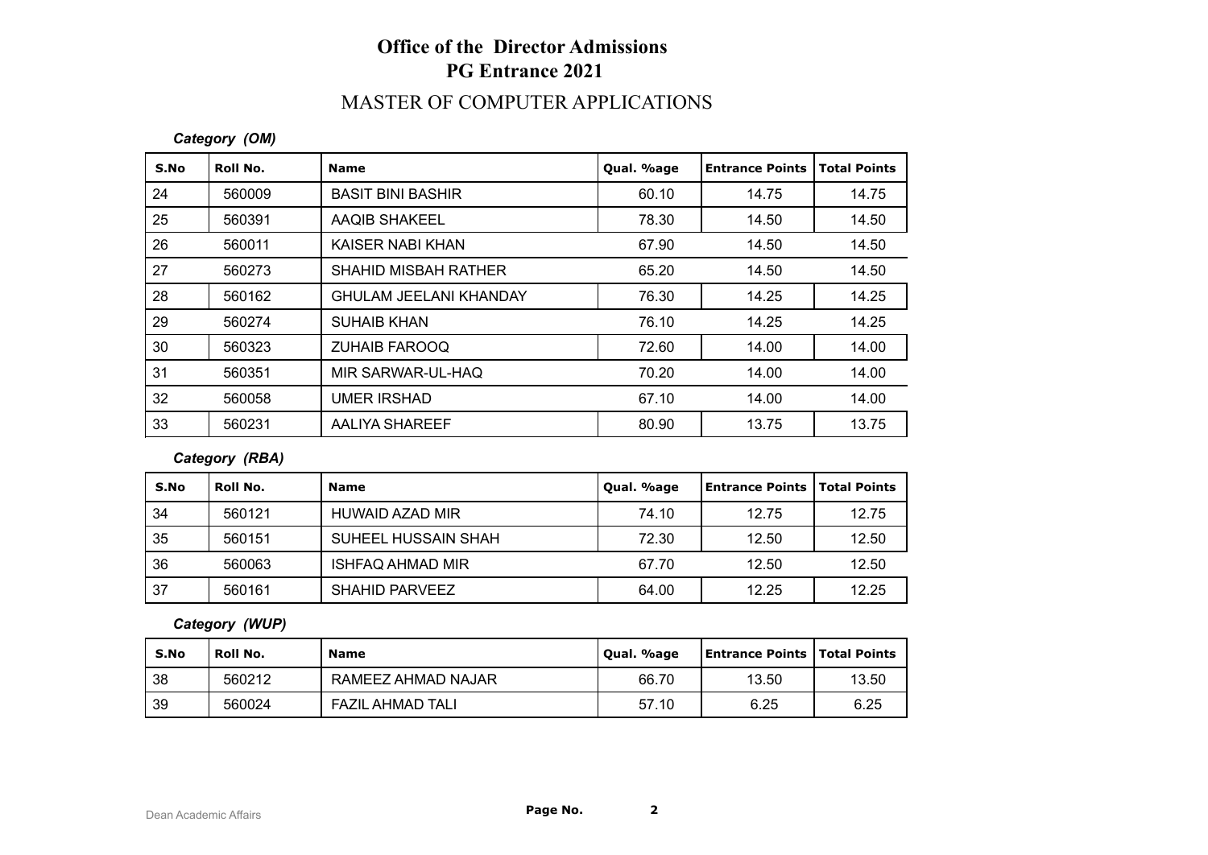# Office of the Director Admissions
## PG Entrance 2021

## MASTER OF COMPUTER APPLICATIONS

***Category (OM)***

| S.No | Roll No. | Name | Qual. %age | Entrance Points | Total Points |
|---|---|---|---|---|---|
| 24 | 560009 | BASIT BINI BASHIR | 60.10 | 14.75 | 14.75 |
| 25 | 560391 | AAQIB SHAKEEL | 78.30 | 14.50 | 14.50 |
| 26 | 560011 | KAISER NABI KHAN | 67.90 | 14.50 | 14.50 |
| 27 | 560273 | SHAHID MISBAH RATHER | 65.20 | 14.50 | 14.50 |
| 28 | 560162 | GHULAM JEELANI KHANDAY | 76.30 | 14.25 | 14.25 |
| 29 | 560274 | SUHAIB KHAN | 76.10 | 14.25 | 14.25 |
| 30 | 560323 | ZUHAIB FAROOQ | 72.60 | 14.00 | 14.00 |
| 31 | 560351 | MIR SARWAR-UL-HAQ | 70.20 | 14.00 | 14.00 |
| 32 | 560058 | UMER IRSHAD | 67.10 | 14.00 | 14.00 |
| 33 | 560231 | AALIYA SHAREEF | 80.90 | 13.75 | 13.75 |

***Category (RBA)***

| S.No | Roll No. | Name | Qual. %age | Entrance Points | Total Points |
|---|---|---|---|---|---|
| 34 | 560121 | HUWAID AZAD MIR | 74.10 | 12.75 | 12.75 |
| 35 | 560151 | SUHEEL HUSSAIN SHAH | 72.30 | 12.50 | 12.50 |
| 36 | 560063 | ISHFAQ AHMAD MIR | 67.70 | 12.50 | 12.50 |
| 37 | 560161 | SHAHID PARVEEZ | 64.00 | 12.25 | 12.25 |

***Category (WUP)***

| S.No | Roll No. | Name | Qual. %age | Entrance Points | Total Points |
|---|---|---|---|---|---|
| 38 | 560212 | RAMEEZ AHMAD NAJAR | 66.70 | 13.50 | 13.50 |
| 39 | 560024 | FAZIL AHMAD TALI | 57.10 | 6.25 | 6.25 |

Dean Academic Affairs